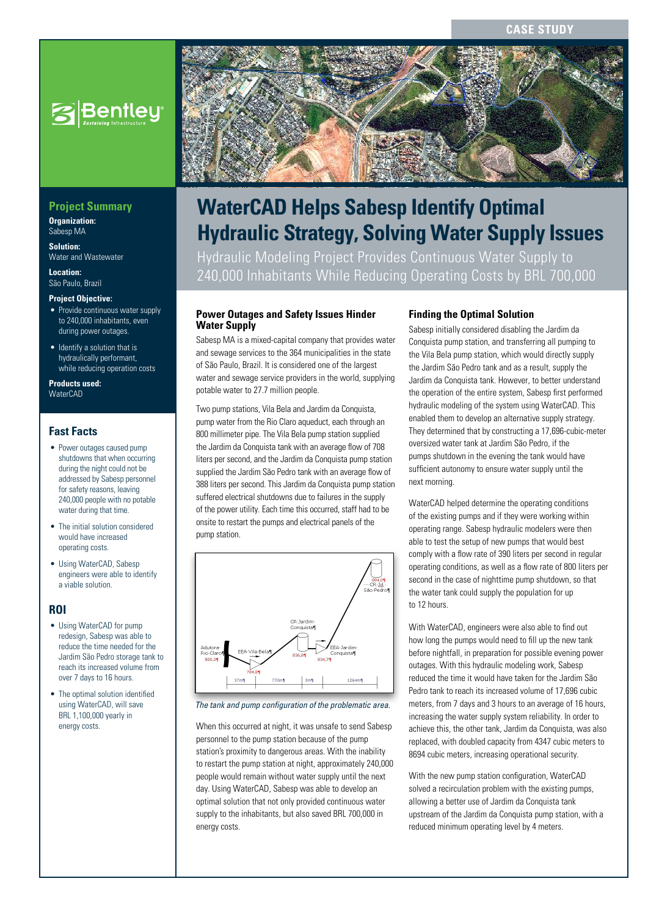CASE STUDY

# WaterCAD Helps Sabesp Identify Optimal Hydraulic Strategy, Solving Water Supply Issues

Hydraulic Modeling Project Provides Continuous Water Supply to 240,000 Inhabitants While Reducing Operating Costs by BRL 700,000

## Project Summary

**Organization:**
Sabesp MA

**Solution:**
Water and Wastewater

**Location:**
São Paulo, Brazil

**Project Objective:**

- Provide continuous water supply to 240,000 inhabitants, even during power outages.
- Identify a solution that is hydraulically performant, while reducing operation costs

**Products used:**
WaterCAD

## Fast Facts

- Power outages caused pump shutdowns that when occurring during the night could not be addressed by Sabesp personnel for safety reasons, leaving 240,000 people with no potable water during that time.
- The initial solution considered would have increased operating costs.
- Using WaterCAD, Sabesp engineers were able to identify a viable solution.

## ROI

- Using WaterCAD for pump redesign, Sabesp was able to reduce the time needed for the Jardim São Pedro storage tank to reach its increased volume from over 7 days to 16 hours.
- The optimal solution identified using WaterCAD, will save BRL 1,100,000 yearly in energy costs.

### Power Outages and Safety Issues Hinder Water Supply

Sabesp MA is a mixed-capital company that provides water and sewage services to the 364 municipalities in the state of São Paulo, Brazil. It is considered one of the largest water and sewage service providers in the world, supplying potable water to 27.7 million people.

Two pump stations, Vila Bela and Jardim da Conquista, pump water from the Rio Claro aqueduct, each through an 800 millimeter pipe. The Vila Bela pump station supplied the Jardim da Conquista tank with an average flow of 708 liters per second, and the Jardim da Conquista pump station supplied the Jardim São Pedro tank with an average flow of 388 liters per second. This Jardim da Conquista pump station suffered electrical shutdowns due to failures in the supply of the power utility. Each time this occurred, staff had to be onsite to restart the pumps and electrical panels of the pump station.

*The tank and pump configuration of the problematic area.*

When this occurred at night, it was unsafe to send Sabesp personnel to the pump station because of the pump station's proximity to dangerous areas. With the inability to restart the pump station at night, approximately 240,000 people would remain without water supply until the next day. Using WaterCAD, Sabesp was able to develop an optimal solution that not only provided continuous water supply to the inhabitants, but also saved BRL 700,000 in energy costs.

### Finding the Optimal Solution

Sabesp initially considered disabling the Jardim da Conquista pump station, and transferring all pumping to the Vila Bela pump station, which would directly supply the Jardim São Pedro tank and as a result, supply the Jardim da Conquista tank. However, to better understand the operation of the entire system, Sabesp first performed hydraulic modeling of the system using WaterCAD. This enabled them to develop an alternative supply strategy. They determined that by constructing a 17,696-cubic-meter oversized water tank at Jardim São Pedro, if the pumps shutdown in the evening the tank would have sufficient autonomy to ensure water supply until the next morning.

WaterCAD helped determine the operating conditions of the existing pumps and if they were working within operating range. Sabesp hydraulic modelers were then able to test the setup of new pumps that would best comply with a flow rate of 390 liters per second in regular operating conditions, as well as a flow rate of 800 liters per second in the case of nighttime pump shutdown, so that the water tank could supply the population for up to 12 hours.

With WaterCAD, engineers were also able to find out how long the pumps would need to fill up the new tank before nightfall, in preparation for possible evening power outages. With this hydraulic modeling work, Sabesp reduced the time it would have taken for the Jardim São Pedro tank to reach its increased volume of 17,696 cubic meters, from 7 days and 3 hours to an average of 16 hours, increasing the water supply system reliability. In order to achieve this, the other tank, Jardim da Conquista, was also replaced, with doubled capacity from 4347 cubic meters to 8694 cubic meters, increasing operational security.

With the new pump station configuration, WaterCAD solved a recirculation problem with the existing pumps, allowing a better use of Jardim da Conquista tank upstream of the Jardim da Conquista pump station, with a reduced minimum operating level by 4 meters.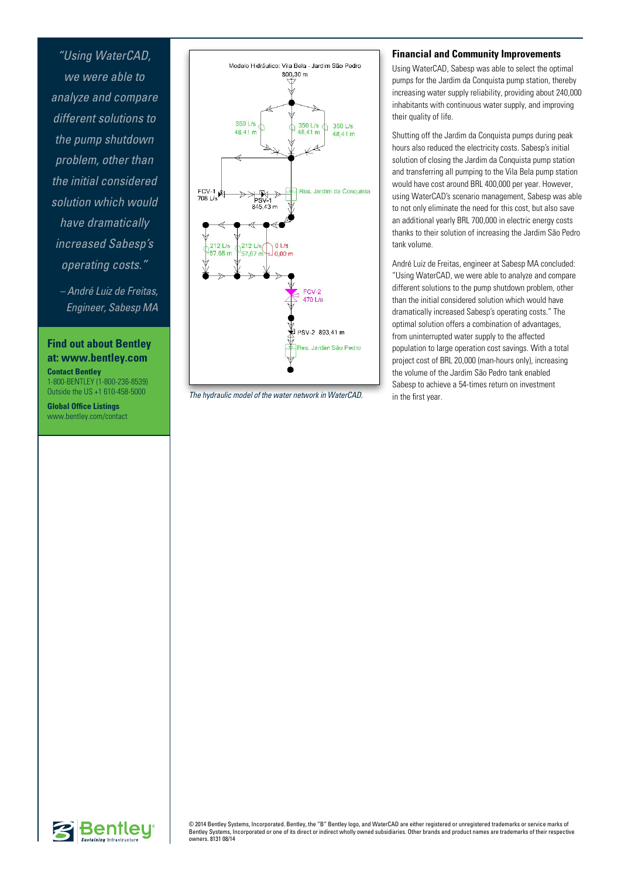*"Using WaterCAD, we were able to analyze and compare different solutions to the pump shutdown problem, other than the initial considered solution which would have dramatically increased Sabesp's operating costs."*

*– André Luiz de Freitas, Engineer, Sabesp MA*

**Find out about Bentley at: www.bentley.com**

**Contact Bentley**
1-800-BENTLEY (1-800-236-8539)
Outside the US +1 610-458-5000

**Global Office Listings**
www.bentley.com/contact

Modelo Hidráulico: Vila Bela - Jardim São Pedro
800,30 m
350 L/s
48,41 m
350 L/s
48,41 m
350 L/s
48,41 m
FCV-1
708 L/s
PSV-1
845,43 m
Res. Jardim da Conquista
212 L/s
57,68 m
212 L/s
57,67 m
0 L/s
0,00 m
FCV-2
470 L/s
PSV-2 893,41 m
Res. Jardim São Pedro

*The hydraulic model of the water network in WaterCAD.*

## Financial and Community Improvements

Using WaterCAD, Sabesp was able to select the optimal pumps for the Jardim da Conquista pump station, thereby increasing water supply reliability, providing about 240,000 inhabitants with continuous water supply, and improving their quality of life.

Shutting off the Jardim da Conquista pumps during peak hours also reduced the electricity costs. Sabesp's initial solution of closing the Jardim da Conquista pump station and transferring all pumping to the Vila Bela pump station would have cost around BRL 400,000 per year. However, using WaterCAD's scenario management, Sabesp was able to not only eliminate the need for this cost, but also save an additional yearly BRL 700,000 in electric energy costs thanks to their solution of increasing the Jardim São Pedro tank volume.

André Luiz de Freitas, engineer at Sabesp MA concluded: "Using WaterCAD, we were able to analyze and compare different solutions to the pump shutdown problem, other than the initial considered solution which would have dramatically increased Sabesp's operating costs." The optimal solution offers a combination of advantages, from uninterrupted water supply to the affected population to large operation cost savings. With a total project cost of BRL 20,000 (man-hours only), increasing the volume of the Jardim São Pedro tank enabled Sabesp to achieve a 54-times return on investment in the first year.

© 2014 Bentley Systems, Incorporated. Bentley, the "B" Bentley logo, and WaterCAD are either registered or unregistered trademarks or service marks of Bentley Systems, Incorporated or one of its direct or indirect wholly owned subsidiaries. Other brands and product names are trademarks of their respective owners. 8131 08/14